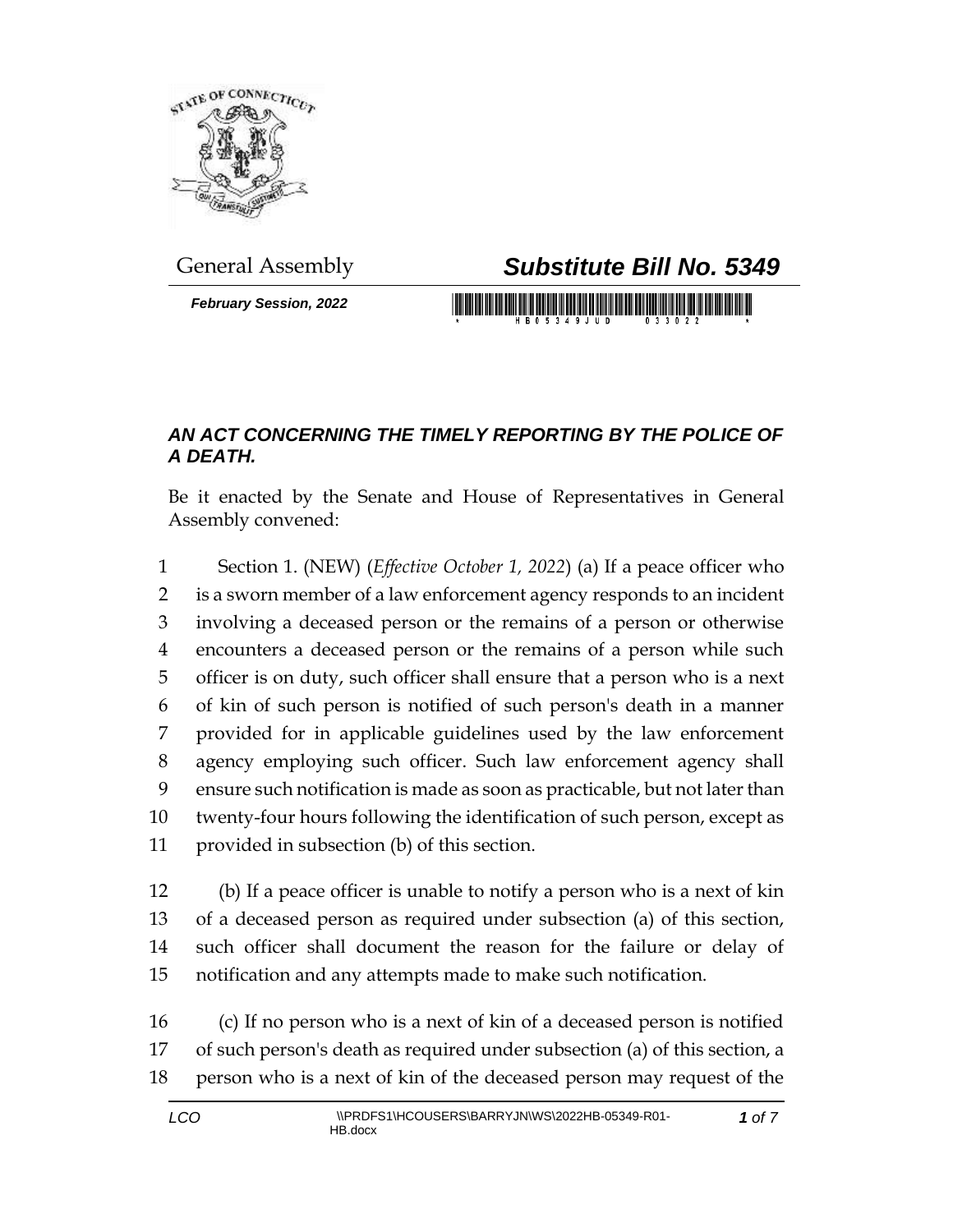General Assembly

# *Substitute Bill No. 5349*

***February Session, 2022***

## *AN ACT CONCERNING THE TIMELY REPORTING BY THE POLICE OF A DEATH.*

Be it enacted by the Senate and House of Representatives in General Assembly convened:

1 Section 1. (NEW) (*Effective October 1, 2022*) (a) If a peace officer who
2 is a sworn member of a law enforcement agency responds to an incident
3 involving a deceased person or the remains of a person or otherwise
4 encounters a deceased person or the remains of a person while such
5 officer is on duty, such officer shall ensure that a person who is a next
6 of kin of such person is notified of such person's death in a manner
7 provided for in applicable guidelines used by the law enforcement
8 agency employing such officer. Such law enforcement agency shall
9 ensure such notification is made as soon as practicable, but not later than
10 twenty-four hours following the identification of such person, except as
11 provided in subsection (b) of this section.

12 (b) If a peace officer is unable to notify a person who is a next of kin
13 of a deceased person as required under subsection (a) of this section,
14 such officer shall document the reason for the failure or delay of
15 notification and any attempts made to make such notification.

16 (c) If no person who is a next of kin of a deceased person is notified
17 of such person's death as required under subsection (a) of this section, a
18 person who is a next of kin of the deceased person may request of the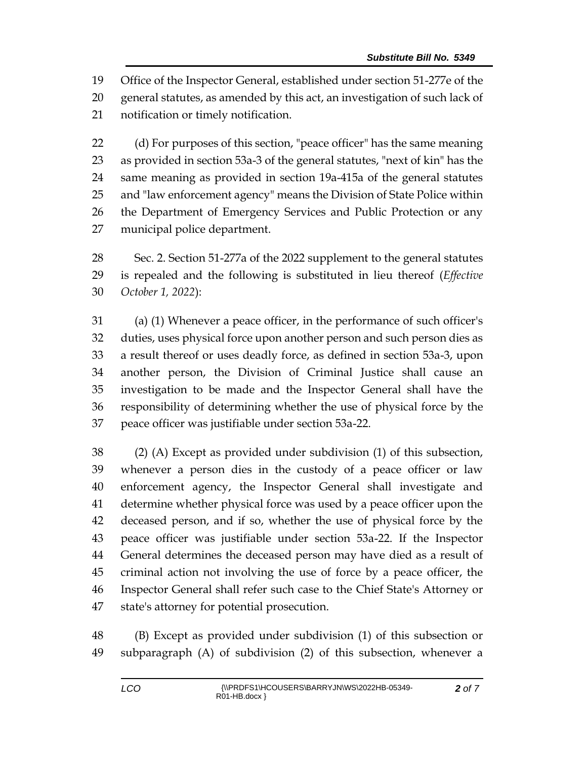Office of the Inspector General, established under section 51-277e of the general statutes, as amended by this act, an investigation of such lack of notification or timely notification.

(d) For purposes of this section, "peace officer" has the same meaning as provided in section 53a-3 of the general statutes, "next of kin" has the same meaning as provided in section 19a-415a of the general statutes and "law enforcement agency" means the Division of State Police within the Department of Emergency Services and Public Protection or any municipal police department.

Sec. 2. Section 51-277a of the 2022 supplement to the general statutes is repealed and the following is substituted in lieu thereof (*Effective October 1, 2022*):

(a) (1) Whenever a peace officer, in the performance of such officer's duties, uses physical force upon another person and such person dies as a result thereof or uses deadly force, as defined in section 53a-3, upon another person, the Division of Criminal Justice shall cause an investigation to be made and the Inspector General shall have the responsibility of determining whether the use of physical force by the peace officer was justifiable under section 53a-22.

(2) (A) Except as provided under subdivision (1) of this subsection, whenever a person dies in the custody of a peace officer or law enforcement agency, the Inspector General shall investigate and determine whether physical force was used by a peace officer upon the deceased person, and if so, whether the use of physical force by the peace officer was justifiable under section 53a-22. If the Inspector General determines the deceased person may have died as a result of criminal action not involving the use of force by a peace officer, the Inspector General shall refer such case to the Chief State's Attorney or state's attorney for potential prosecution.

(B) Except as provided under subdivision (1) of this subsection or subparagraph (A) of subdivision (2) of this subsection, whenever a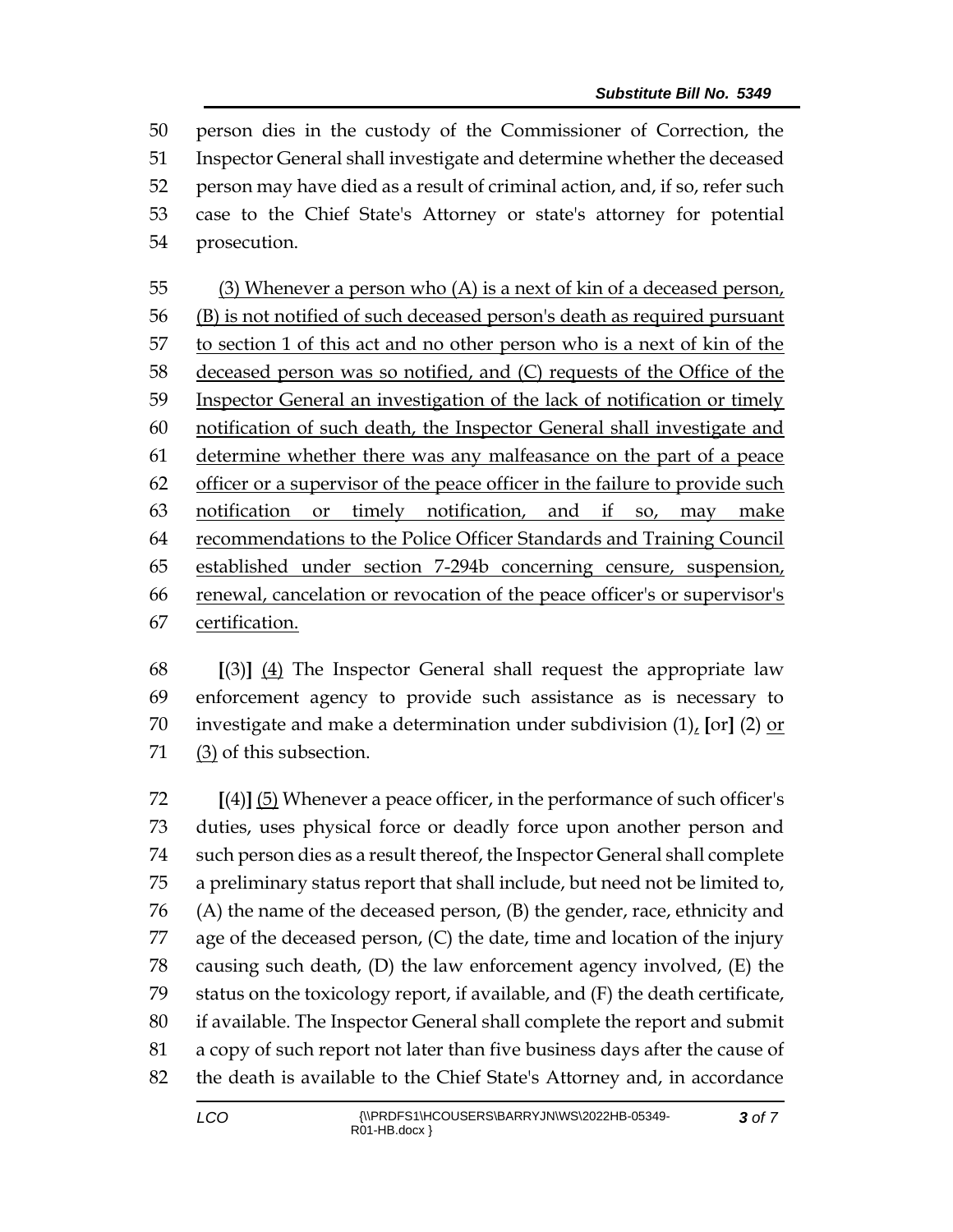person dies in the custody of the Commissioner of Correction, the Inspector General shall investigate and determine whether the deceased person may have died as a result of criminal action, and, if so, refer such case to the Chief State's Attorney or state's attorney for potential prosecution.

<u>(3) Whenever a person who (A) is a next of kin of a deceased person, (B) is not notified of such deceased person's death as required pursuant to section 1 of this act and no other person who is a next of kin of the deceased person was so notified, and (C) requests of the Office of the Inspector General an investigation of the lack of notification or timely notification of such death, the Inspector General shall investigate and determine whether there was any malfeasance on the part of a peace officer or a supervisor of the peace officer in the failure to provide such notification or timely notification, and if so, may make recommendations to the Police Officer Standards and Training Council established under section 7-294b concerning censure, suspension, renewal, cancelation or revocation of the peace officer's or supervisor's certification.</u>

**[**(3)**]** <u>(4)</u> The Inspector General shall request the appropriate law enforcement agency to provide such assistance as is necessary to investigate and make a determination under subdivision (1)<u>,</u> **[**or**]** (2) <u>or (3)</u> of this subsection.

**[**(4)**]** <u>(5)</u> Whenever a peace officer, in the performance of such officer's duties, uses physical force or deadly force upon another person and such person dies as a result thereof, the Inspector General shall complete a preliminary status report that shall include, but need not be limited to, (A) the name of the deceased person, (B) the gender, race, ethnicity and age of the deceased person, (C) the date, time and location of the injury causing such death, (D) the law enforcement agency involved, (E) the status on the toxicology report, if available, and (F) the death certificate, if available. The Inspector General shall complete the report and submit a copy of such report not later than five business days after the cause of the death is available to the Chief State's Attorney and, in accordance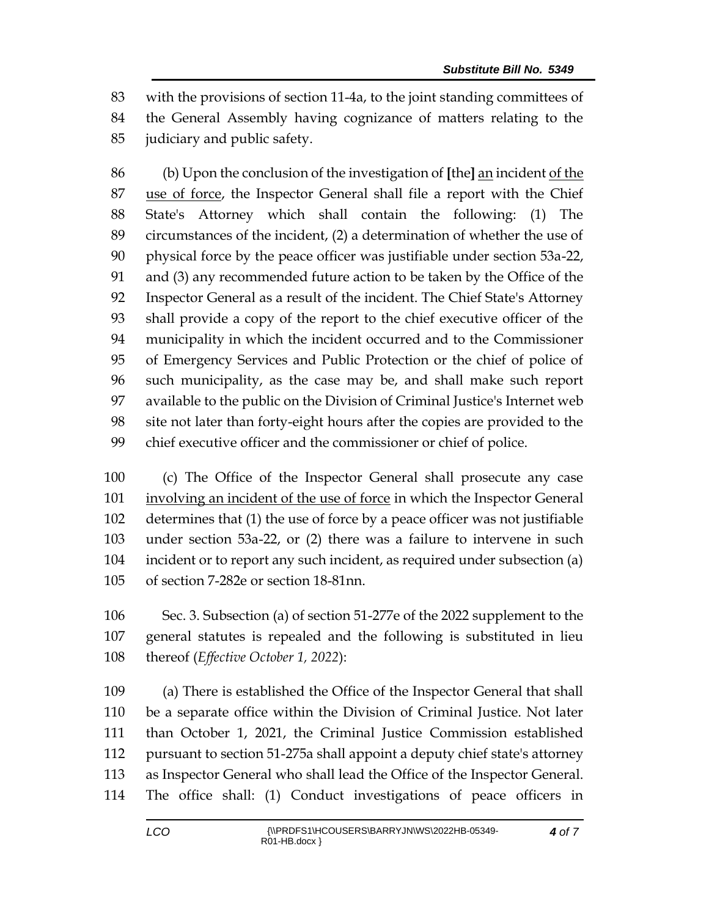with the provisions of section 11-4a, to the joint standing committees of the General Assembly having cognizance of matters relating to the judiciary and public safety.

(b) Upon the conclusion of the investigation of **[**the**]** an incident of the use of force, the Inspector General shall file a report with the Chief State's Attorney which shall contain the following: (1) The circumstances of the incident, (2) a determination of whether the use of physical force by the peace officer was justifiable under section 53a-22, and (3) any recommended future action to be taken by the Office of the Inspector General as a result of the incident. The Chief State's Attorney shall provide a copy of the report to the chief executive officer of the municipality in which the incident occurred and to the Commissioner of Emergency Services and Public Protection or the chief of police of such municipality, as the case may be, and shall make such report available to the public on the Division of Criminal Justice's Internet web site not later than forty-eight hours after the copies are provided to the chief executive officer and the commissioner or chief of police.

(c) The Office of the Inspector General shall prosecute any case involving an incident of the use of force in which the Inspector General determines that (1) the use of force by a peace officer was not justifiable under section 53a-22, or (2) there was a failure to intervene in such incident or to report any such incident, as required under subsection (a) of section 7-282e or section 18-81nn.

Sec. 3. Subsection (a) of section 51-277e of the 2022 supplement to the general statutes is repealed and the following is substituted in lieu thereof (*Effective October 1, 2022*):

(a) There is established the Office of the Inspector General that shall be a separate office within the Division of Criminal Justice. Not later than October 1, 2021, the Criminal Justice Commission established pursuant to section 51-275a shall appoint a deputy chief state's attorney as Inspector General who shall lead the Office of the Inspector General. The office shall: (1) Conduct investigations of peace officers in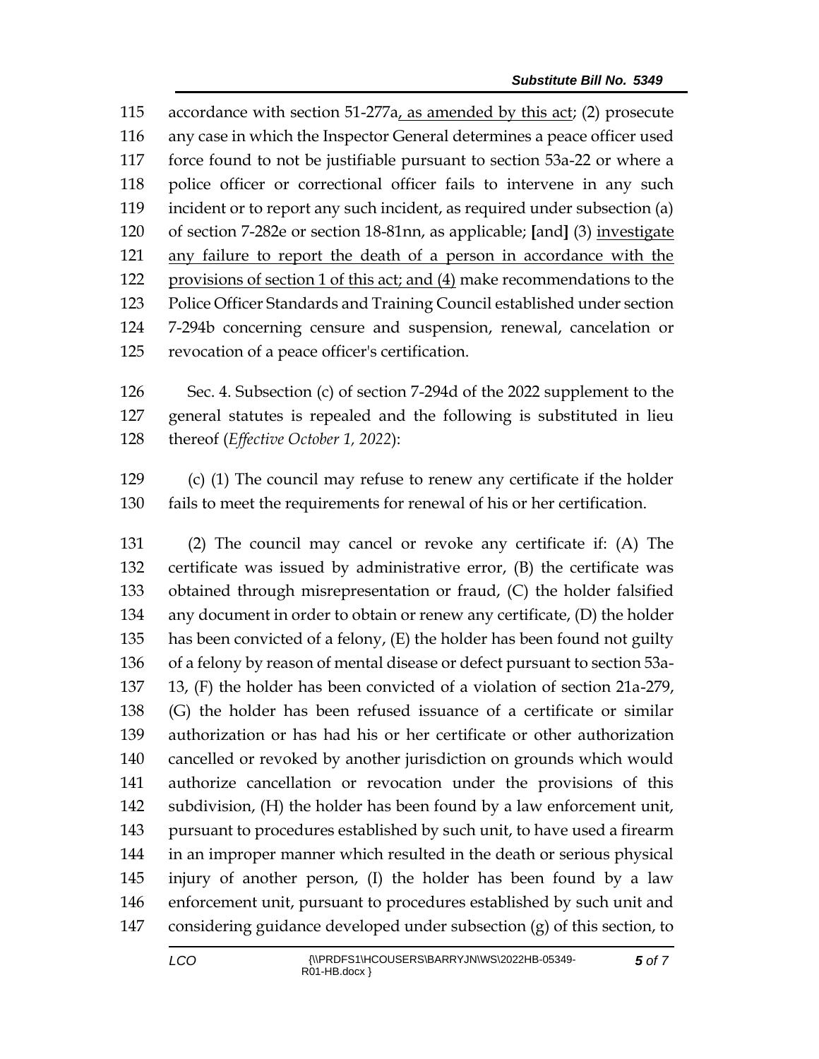115 accordance with section 51-277a, as amended by this act; (2) prosecute
116 any case in which the Inspector General determines a peace officer used
117 force found to not be justifiable pursuant to section 53a-22 or where a
118 police officer or correctional officer fails to intervene in any such
119 incident or to report any such incident, as required under subsection (a)
120 of section 7-282e or section 18-81nn, as applicable; [and] (3) investigate
121 any failure to report the death of a person in accordance with the
122 provisions of section 1 of this act; and (4) make recommendations to the
123 Police Officer Standards and Training Council established under section
124 7-294b concerning censure and suspension, renewal, cancelation or
125 revocation of a peace officer's certification.

126 Sec. 4. Subsection (c) of section 7-294d of the 2022 supplement to the
127 general statutes is repealed and the following is substituted in lieu
128 thereof (*Effective October 1, 2022*):

129 (c) (1) The council may refuse to renew any certificate if the holder
130 fails to meet the requirements for renewal of his or her certification.

131 (2) The council may cancel or revoke any certificate if: (A) The
132 certificate was issued by administrative error, (B) the certificate was
133 obtained through misrepresentation or fraud, (C) the holder falsified
134 any document in order to obtain or renew any certificate, (D) the holder
135 has been convicted of a felony, (E) the holder has been found not guilty
136 of a felony by reason of mental disease or defect pursuant to section 53a-
137 13, (F) the holder has been convicted of a violation of section 21a-279,
138 (G) the holder has been refused issuance of a certificate or similar
139 authorization or has had his or her certificate or other authorization
140 cancelled or revoked by another jurisdiction on grounds which would
141 authorize cancellation or revocation under the provisions of this
142 subdivision, (H) the holder has been found by a law enforcement unit,
143 pursuant to procedures established by such unit, to have used a firearm
144 in an improper manner which resulted in the death or serious physical
145 injury of another person, (I) the holder has been found by a law
146 enforcement unit, pursuant to procedures established by such unit and
147 considering guidance developed under subsection (g) of this section, to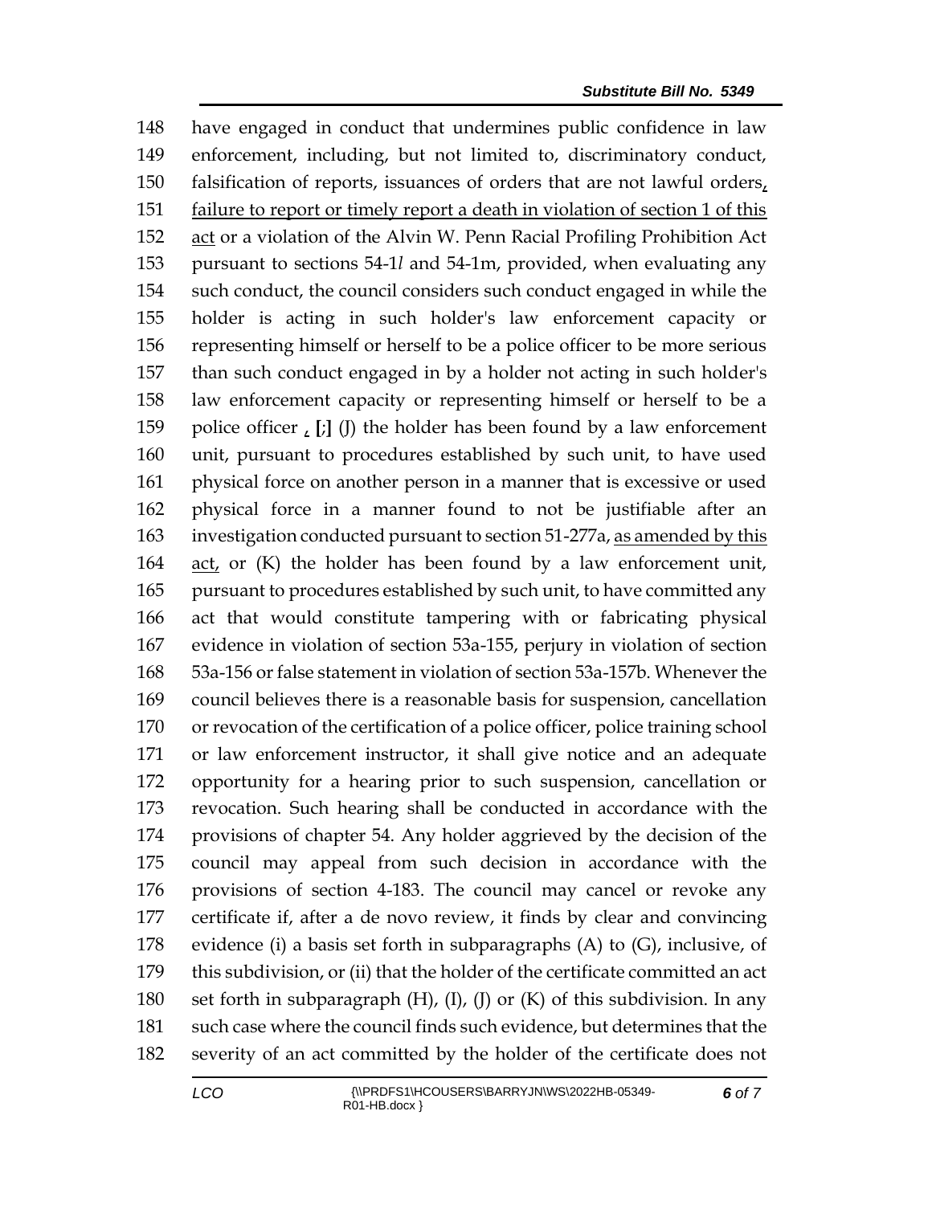have engaged in conduct that undermines public confidence in law enforcement, including, but not limited to, discriminatory conduct, falsification of reports, issuances of orders that are not lawful orders, failure to report or timely report a death in violation of section 1 of this act or a violation of the Alvin W. Penn Racial Profiling Prohibition Act pursuant to sections 54-1*l* and 54-1m, provided, when evaluating any such conduct, the council considers such conduct engaged in while the holder is acting in such holder's law enforcement capacity or representing himself or herself to be a police officer to be more serious than such conduct engaged in by a holder not acting in such holder's law enforcement capacity or representing himself or herself to be a police officer , **[**;**]** (J) the holder has been found by a law enforcement unit, pursuant to procedures established by such unit, to have used physical force on another person in a manner that is excessive or used physical force in a manner found to not be justifiable after an investigation conducted pursuant to section 51-277a, as amended by this act, or (K) the holder has been found by a law enforcement unit, pursuant to procedures established by such unit, to have committed any act that would constitute tampering with or fabricating physical evidence in violation of section 53a-155, perjury in violation of section 53a-156 or false statement in violation of section 53a-157b. Whenever the council believes there is a reasonable basis for suspension, cancellation or revocation of the certification of a police officer, police training school or law enforcement instructor, it shall give notice and an adequate opportunity for a hearing prior to such suspension, cancellation or revocation. Such hearing shall be conducted in accordance with the provisions of chapter 54. Any holder aggrieved by the decision of the council may appeal from such decision in accordance with the provisions of section 4-183. The council may cancel or revoke any certificate if, after a de novo review, it finds by clear and convincing evidence (i) a basis set forth in subparagraphs (A) to (G), inclusive, of this subdivision, or (ii) that the holder of the certificate committed an act set forth in subparagraph (H), (I), (J) or (K) of this subdivision. In any such case where the council finds such evidence, but determines that the severity of an act committed by the holder of the certificate does not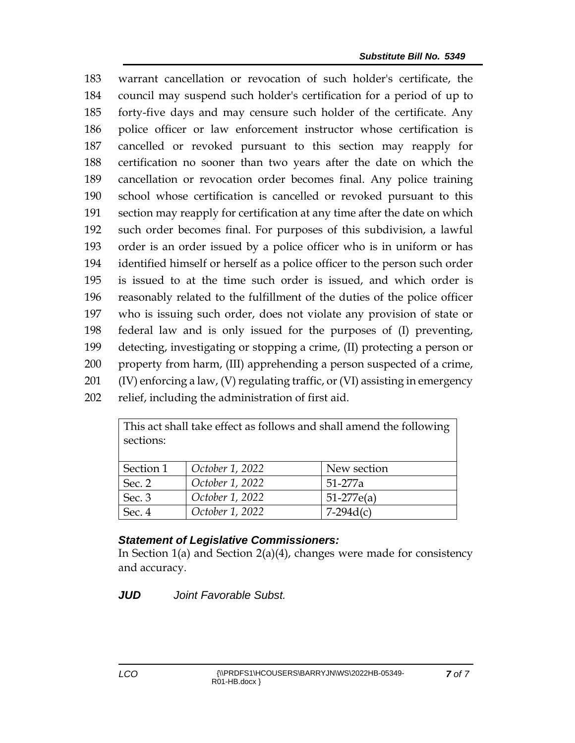183 warrant cancellation or revocation of such holder's certificate, the
184 council may suspend such holder's certification for a period of up to
185 forty-five days and may censure such holder of the certificate. Any
186 police officer or law enforcement instructor whose certification is
187 cancelled or revoked pursuant to this section may reapply for
188 certification no sooner than two years after the date on which the
189 cancellation or revocation order becomes final. Any police training
190 school whose certification is cancelled or revoked pursuant to this
191 section may reapply for certification at any time after the date on which
192 such order becomes final. For purposes of this subdivision, a lawful
193 order is an order issued by a police officer who is in uniform or has
194 identified himself or herself as a police officer to the person such order
195 is issued to at the time such order is issued, and which order is
196 reasonably related to the fulfillment of the duties of the police officer
197 who is issuing such order, does not violate any provision of state or
198 federal law and is only issued for the purposes of (I) preventing,
199 detecting, investigating or stopping a crime, (II) protecting a person or
200 property from harm, (III) apprehending a person suspected of a crime,
201 (IV) enforcing a law, (V) regulating traffic, or (VI) assisting in emergency
202 relief, including the administration of first aid.

| This act shall take effect as follows and shall amend the following sections: | | |
|---|---|---|
| Section 1 | *October 1, 2022* | New section |
| Sec. 2 | *October 1, 2022* | 51-277a |
| Sec. 3 | *October 1, 2022* | 51-277e(a) |
| Sec. 4 | *October 1, 2022* | 7-294d(c) |

***Statement of Legislative Commissioners:***

In Section 1(a) and Section 2(a)(4), changes were made for consistency and accuracy.

***JUD*** *Joint Favorable Subst.*